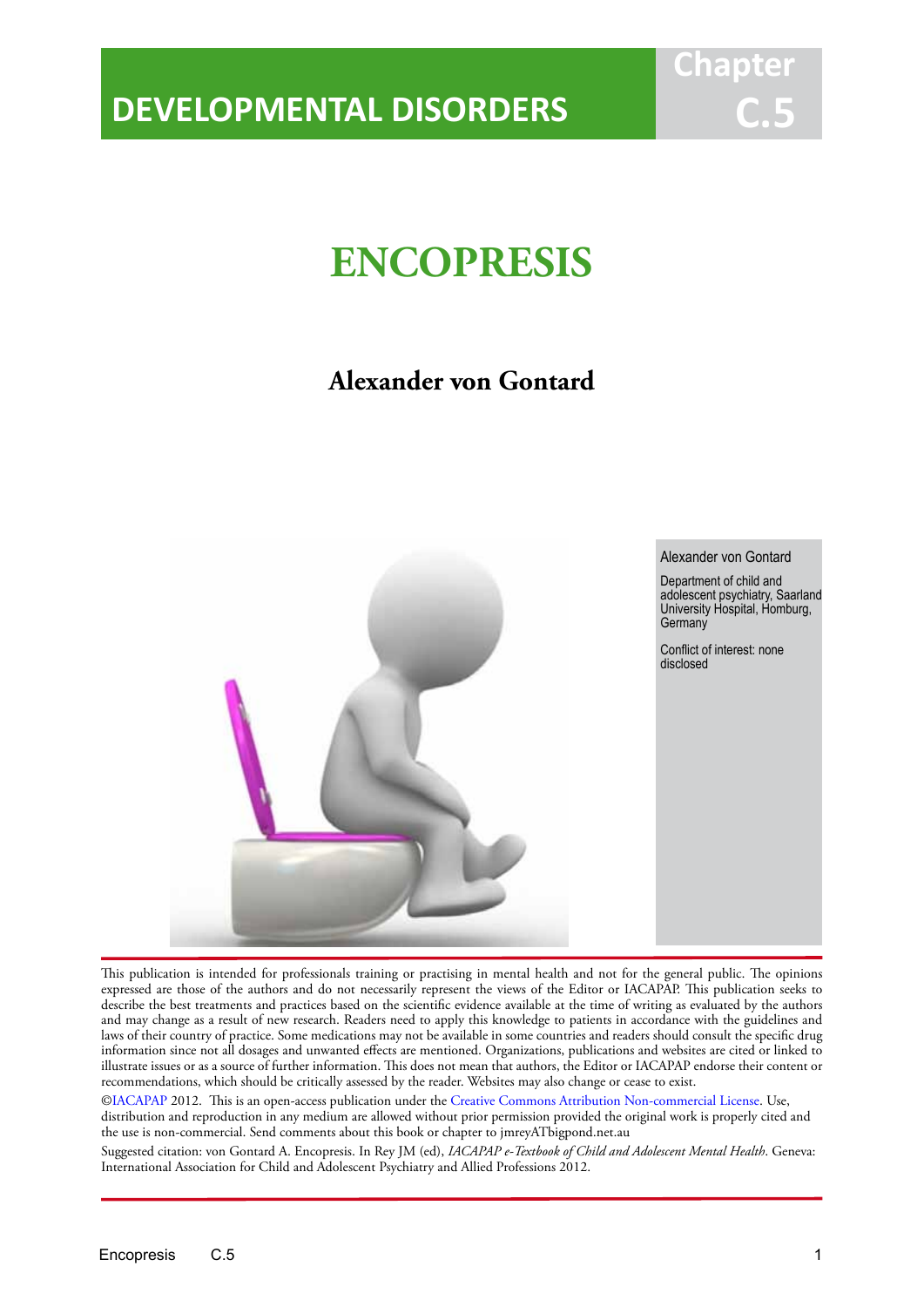DEVELOPMENTAL DISORDERS

Chapter C.5

# ENCOPRESIS

## Alexander von Gontard

Alexander von Gontard

Department of child and adolescent psychiatry, Saarland University Hospital, Homburg, Germany

Conflict of interest: none disclosed

This publication is intended for professionals training or practising in mental health and not for the general public. The opinions expressed are those of the authors and do not necessarily represent the views of the Editor or IACAPAP. This publication seeks to describe the best treatments and practices based on the scientific evidence available at the time of writing as evaluated by the authors and may change as a result of new research. Readers need to apply this knowledge to patients in accordance with the guidelines and laws of their country of practice. Some medications may not be available in some countries and readers should consult the specific drug information since not all dosages and unwanted effects are mentioned. Organizations, publications and websites are cited or linked to illustrate issues or as a source of further information. This does not mean that authors, the Editor or IACAPAP endorse their content or recommendations, which should be critically assessed by the reader. Websites may also change or cease to exist.

©IACAPAP 2012. This is an open-access publication under the Creative Commons Attribution Non-commercial License. Use, distribution and reproduction in any medium are allowed without prior permission provided the original work is properly cited and the use is non-commercial. Send comments about this book or chapter to jmreyATbigpond.net.au

Suggested citation: von Gontard A. Encopresis. In Rey JM (ed), *IACAPAP e-Textbook of Child and Adolescent Mental Health*. Geneva: International Association for Child and Adolescent Psychiatry and Allied Professions 2012.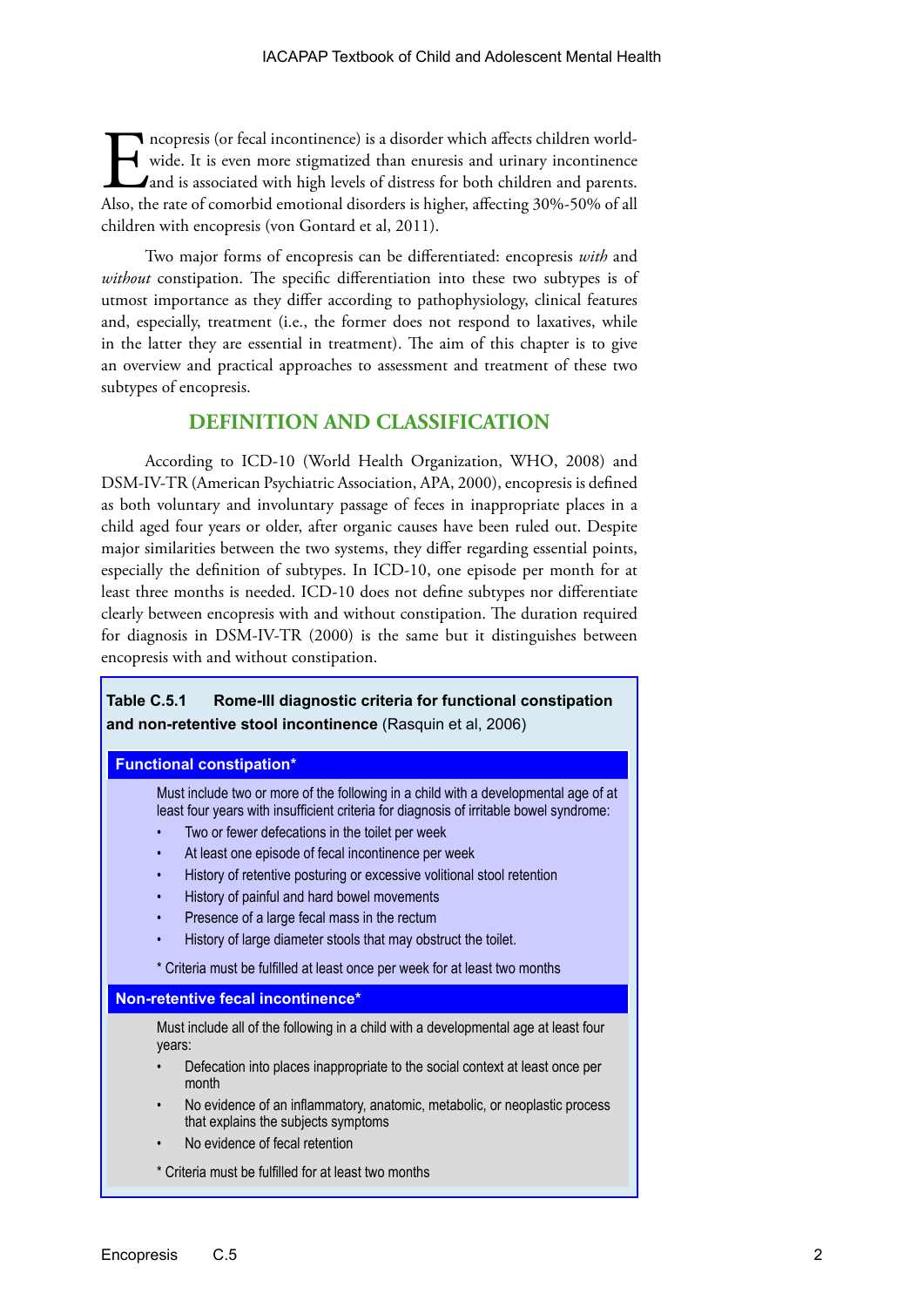Encopresis (or fecal incontinence) is a disorder which affects children worldwide. It is even more stigmatized than enuresis and urinary incontinence and is associated with high levels of distress for both children and parents. Also, the rate of comorbid emotional disorders is higher, affecting 30%-50% of all children with encopresis (von Gontard et al, 2011).

Two major forms of encopresis can be differentiated: encopresis *with* and *without* constipation. The specific differentiation into these two subtypes is of utmost importance as they differ according to pathophysiology, clinical features and, especially, treatment (i.e., the former does not respond to laxatives, while in the latter they are essential in treatment). The aim of this chapter is to give an overview and practical approaches to assessment and treatment of these two subtypes of encopresis.

## DEFINITION AND CLASSIFICATION

According to ICD-10 (World Health Organization, WHO, 2008) and DSM-IV-TR (American Psychiatric Association, APA, 2000), encopresis is defined as both voluntary and involuntary passage of feces in inappropriate places in a child aged four years or older, after organic causes have been ruled out. Despite major similarities between the two systems, they differ regarding essential points, especially the definition of subtypes. In ICD-10, one episode per month for at least three months is needed. ICD-10 does not define subtypes nor differentiate clearly between encopresis with and without constipation. The duration required for diagnosis in DSM-IV-TR (2000) is the same but it distinguishes between encopresis with and without constipation.

**Table C.5.1 Rome-III diagnostic criteria for functional constipation and non-retentive stool incontinence** (Rasquin et al, 2006)

**Functional constipation***

Must include two or more of the following in a child with a developmental age of at least four years with insufficient criteria for diagnosis of irritable bowel syndrome:

- Two or fewer defecations in the toilet per week
- At least one episode of fecal incontinence per week
- History of retentive posturing or excessive volitional stool retention
- History of painful and hard bowel movements
- Presence of a large fecal mass in the rectum
- History of large diameter stools that may obstruct the toilet.

* Criteria must be fulfilled at least once per week for at least two months

**Non-retentive fecal incontinence***

Must include all of the following in a child with a developmental age at least four years:

- Defecation into places inappropriate to the social context at least once per month
- No evidence of an inflammatory, anatomic, metabolic, or neoplastic process that explains the subjects symptoms
- No evidence of fecal retention

* Criteria must be fulfilled for at least two months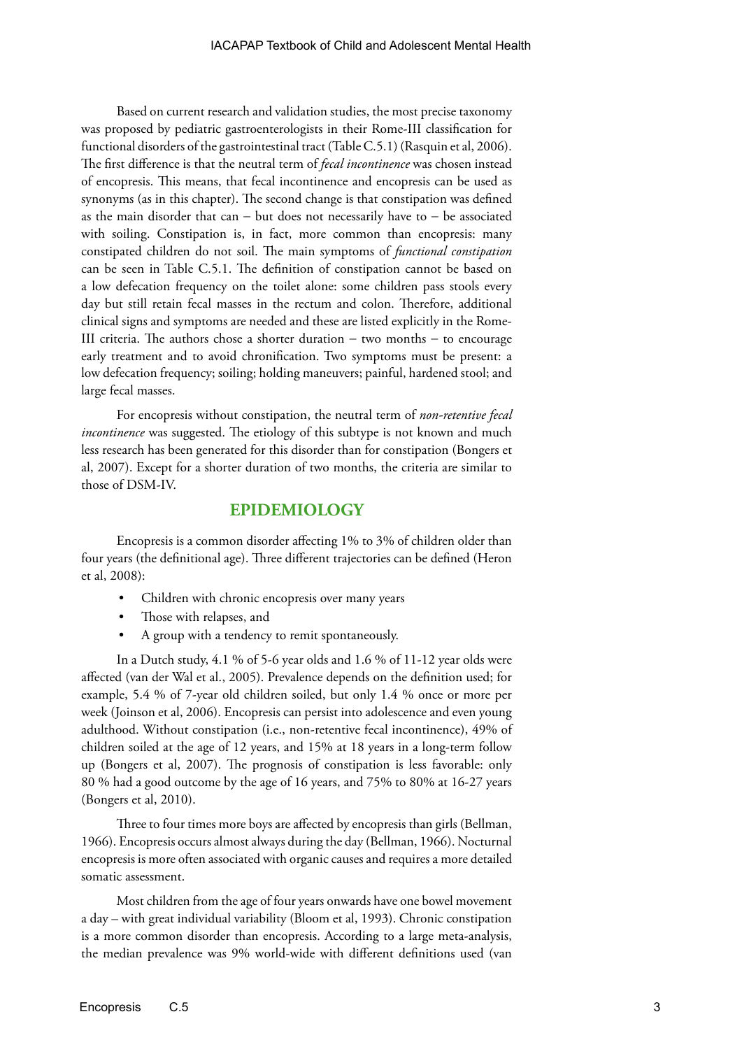Based on current research and validation studies, the most precise taxonomy was proposed by pediatric gastroenterologists in their Rome-III classification for functional disorders of the gastrointestinal tract (Table C.5.1) (Rasquin et al, 2006). The first difference is that the neutral term of *fecal incontinence* was chosen instead of encopresis. This means, that fecal incontinence and encopresis can be used as synonyms (as in this chapter). The second change is that constipation was defined as the main disorder that can – but does not necessarily have to – be associated with soiling. Constipation is, in fact, more common than encopresis: many constipated children do not soil. The main symptoms of *functional constipation* can be seen in Table C.5.1. The definition of constipation cannot be based on a low defecation frequency on the toilet alone: some children pass stools every day but still retain fecal masses in the rectum and colon. Therefore, additional clinical signs and symptoms are needed and these are listed explicitly in the Rome-III criteria. The authors chose a shorter duration – two months – to encourage early treatment and to avoid chronification. Two symptoms must be present: a low defecation frequency; soiling; holding maneuvers; painful, hardened stool; and large fecal masses.

For encopresis without constipation, the neutral term of *non-retentive fecal incontinence* was suggested. The etiology of this subtype is not known and much less research has been generated for this disorder than for constipation (Bongers et al, 2007). Except for a shorter duration of two months, the criteria are similar to those of DSM-IV.

## EPIDEMIOLOGY

Encopresis is a common disorder affecting 1% to 3% of children older than four years (the definitional age). Three different trajectories can be defined (Heron et al, 2008):

- Children with chronic encopresis over many years
- Those with relapses, and
- A group with a tendency to remit spontaneously.

In a Dutch study, 4.1 % of 5-6 year olds and 1.6 % of 11-12 year olds were affected (van der Wal et al., 2005). Prevalence depends on the definition used; for example, 5.4 % of 7-year old children soiled, but only 1.4 % once or more per week (Joinson et al, 2006). Encopresis can persist into adolescence and even young adulthood. Without constipation (i.e., non-retentive fecal incontinence), 49% of children soiled at the age of 12 years, and 15% at 18 years in a long-term follow up (Bongers et al, 2007). The prognosis of constipation is less favorable: only 80 % had a good outcome by the age of 16 years, and 75% to 80% at 16-27 years (Bongers et al, 2010).

Three to four times more boys are affected by encopresis than girls (Bellman, 1966). Encopresis occurs almost always during the day (Bellman, 1966). Nocturnal encopresis is more often associated with organic causes and requires a more detailed somatic assessment.

Most children from the age of four years onwards have one bowel movement a day – with great individual variability (Bloom et al, 1993). Chronic constipation is a more common disorder than encopresis. According to a large meta-analysis, the median prevalence was 9% world-wide with different definitions used (van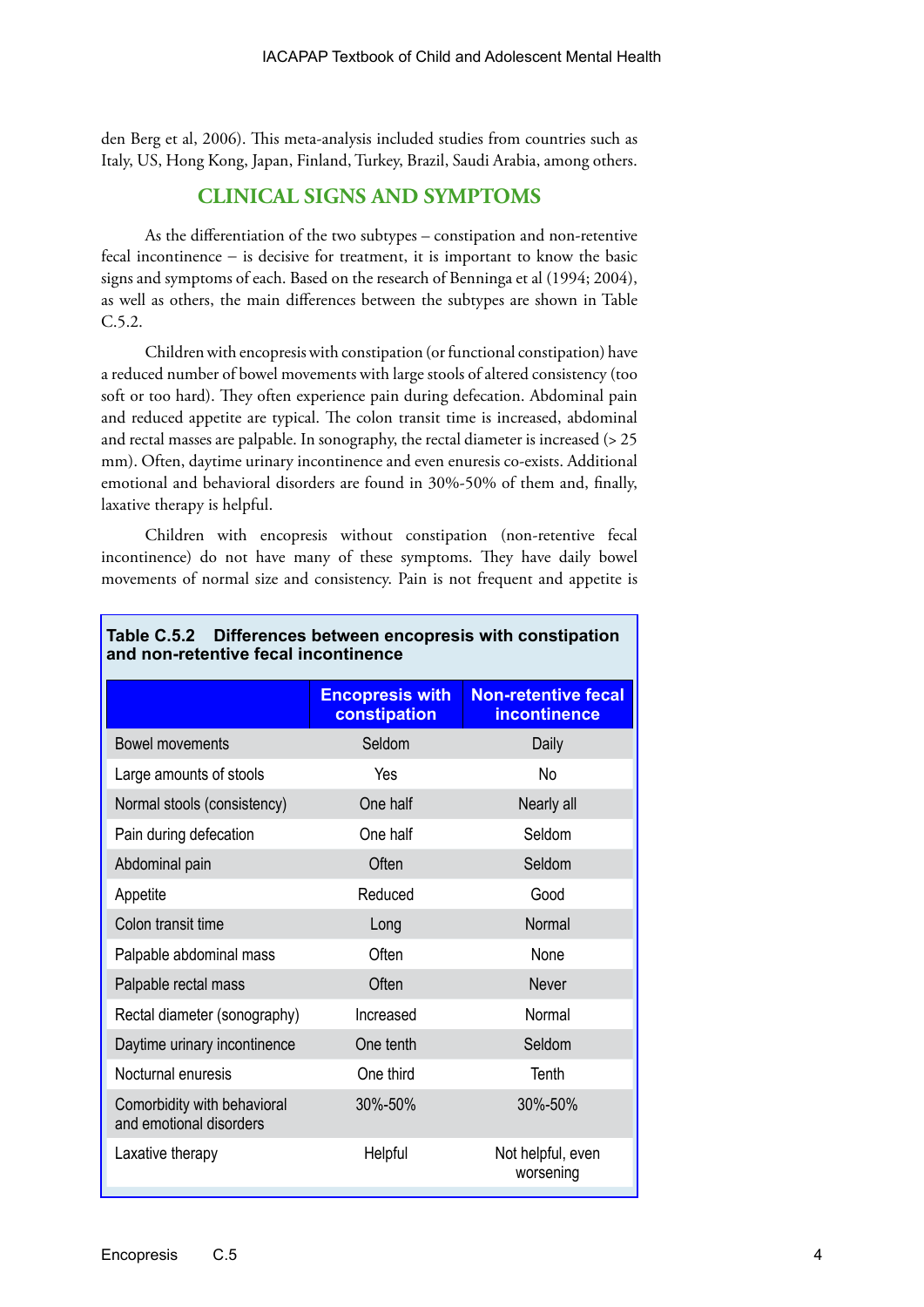den Berg et al, 2006). This meta-analysis included studies from countries such as Italy, US, Hong Kong, Japan, Finland, Turkey, Brazil, Saudi Arabia, among others.

## CLINICAL SIGNS AND SYMPTOMS

As the differentiation of the two subtypes – constipation and non-retentive fecal incontinence – is decisive for treatment, it is important to know the basic signs and symptoms of each. Based on the research of Benninga et al (1994; 2004), as well as others, the main differences between the subtypes are shown in Table C.5.2.

Children with encopresis with constipation (or functional constipation) have a reduced number of bowel movements with large stools of altered consistency (too soft or too hard). They often experience pain during defecation. Abdominal pain and reduced appetite are typical. The colon transit time is increased, abdominal and rectal masses are palpable. In sonography, the rectal diameter is increased (> 25 mm). Often, daytime urinary incontinence and even enuresis co-exists. Additional emotional and behavioral disorders are found in 30%-50% of them and, finally, laxative therapy is helpful.

Children with encopresis without constipation (non-retentive fecal incontinence) do not have many of these symptoms. They have daily bowel movements of normal size and consistency. Pain is not frequent and appetite is

**Table C.5.2 Differences between encopresis with constipation and non-retentive fecal incontinence**

| | Encopresis with constipation | Non-retentive fecal incontinence |
|---|---|---|
| Bowel movements | Seldom | Daily |
| Large amounts of stools | Yes | No |
| Normal stools (consistency) | One half | Nearly all |
| Pain during defecation | One half | Seldom |
| Abdominal pain | Often | Seldom |
| Appetite | Reduced | Good |
| Colon transit time | Long | Normal |
| Palpable abdominal mass | Often | None |
| Palpable rectal mass | Often | Never |
| Rectal diameter (sonography) | Increased | Normal |
| Daytime urinary incontinence | One tenth | Seldom |
| Nocturnal enuresis | One third | Tenth |
| Comorbidity with behavioral and emotional disorders | 30%-50% | 30%-50% |
| Laxative therapy | Helpful | Not helpful, even worsening |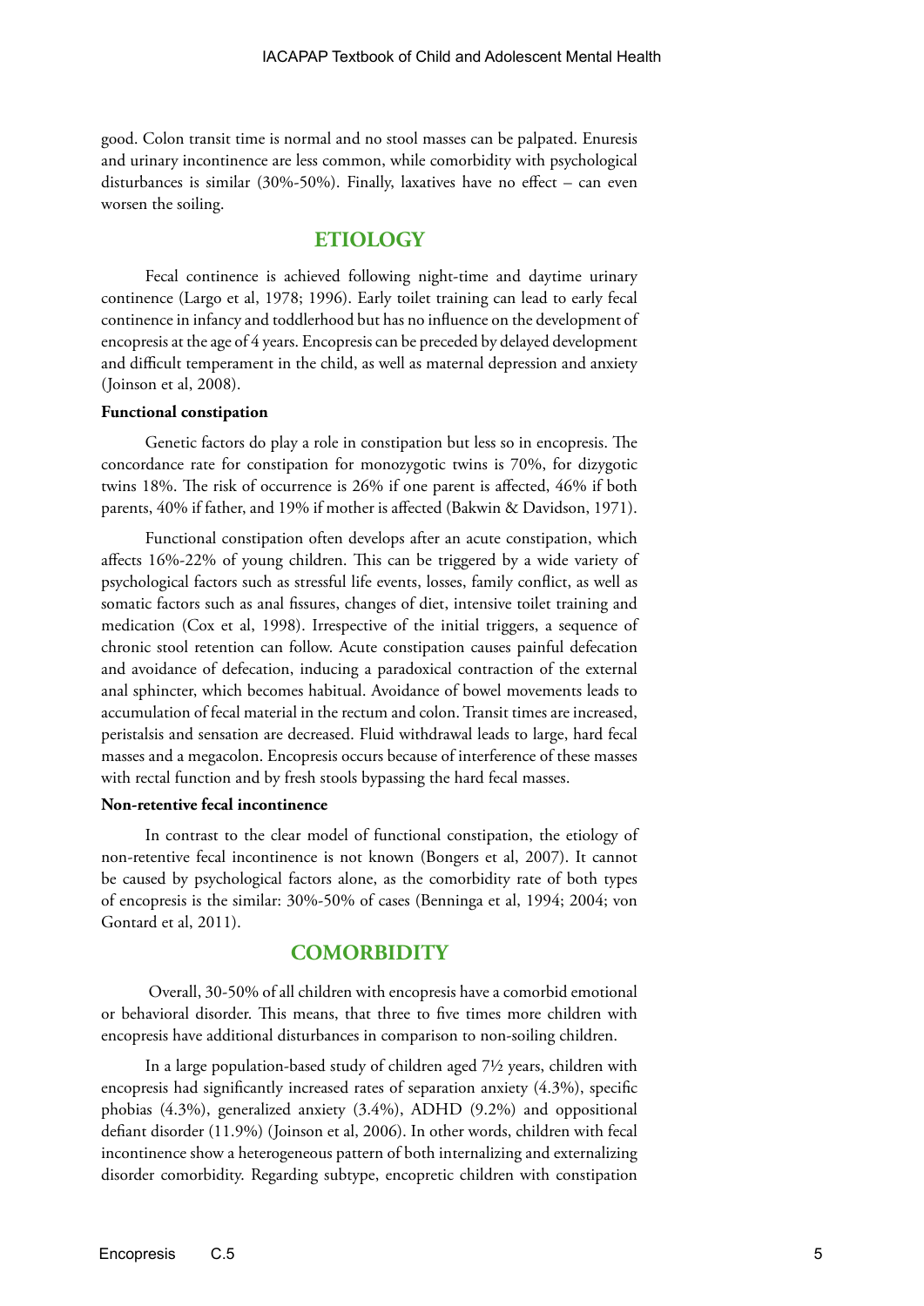good. Colon transit time is normal and no stool masses can be palpated. Enuresis and urinary incontinence are less common, while comorbidity with psychological disturbances is similar (30%-50%). Finally, laxatives have no effect – can even worsen the soiling.

## ETIOLOGY

Fecal continence is achieved following night-time and daytime urinary continence (Largo et al, 1978; 1996). Early toilet training can lead to early fecal continence in infancy and toddlerhood but has no influence on the development of encopresis at the age of 4 years. Encopresis can be preceded by delayed development and difficult temperament in the child, as well as maternal depression and anxiety (Joinson et al, 2008).

### Functional constipation

Genetic factors do play a role in constipation but less so in encopresis. The concordance rate for constipation for monozygotic twins is 70%, for dizygotic twins 18%. The risk of occurrence is 26% if one parent is affected, 46% if both parents, 40% if father, and 19% if mother is affected (Bakwin & Davidson, 1971).

Functional constipation often develops after an acute constipation, which affects 16%-22% of young children. This can be triggered by a wide variety of psychological factors such as stressful life events, losses, family conflict, as well as somatic factors such as anal fissures, changes of diet, intensive toilet training and medication (Cox et al, 1998). Irrespective of the initial triggers, a sequence of chronic stool retention can follow. Acute constipation causes painful defecation and avoidance of defecation, inducing a paradoxical contraction of the external anal sphincter, which becomes habitual. Avoidance of bowel movements leads to accumulation of fecal material in the rectum and colon. Transit times are increased, peristalsis and sensation are decreased. Fluid withdrawal leads to large, hard fecal masses and a megacolon. Encopresis occurs because of interference of these masses with rectal function and by fresh stools bypassing the hard fecal masses.

### Non-retentive fecal incontinence

In contrast to the clear model of functional constipation, the etiology of non-retentive fecal incontinence is not known (Bongers et al, 2007). It cannot be caused by psychological factors alone, as the comorbidity rate of both types of encopresis is the similar: 30%-50% of cases (Benninga et al, 1994; 2004; von Gontard et al, 2011).

## COMORBIDITY

Overall, 30-50% of all children with encopresis have a comorbid emotional or behavioral disorder. This means, that three to five times more children with encopresis have additional disturbances in comparison to non-soiling children.

In a large population-based study of children aged 7½ years, children with encopresis had significantly increased rates of separation anxiety (4.3%), specific phobias (4.3%), generalized anxiety (3.4%), ADHD (9.2%) and oppositional defiant disorder (11.9%) (Joinson et al, 2006). In other words, children with fecal incontinence show a heterogeneous pattern of both internalizing and externalizing disorder comorbidity. Regarding subtype, encopretic children with constipation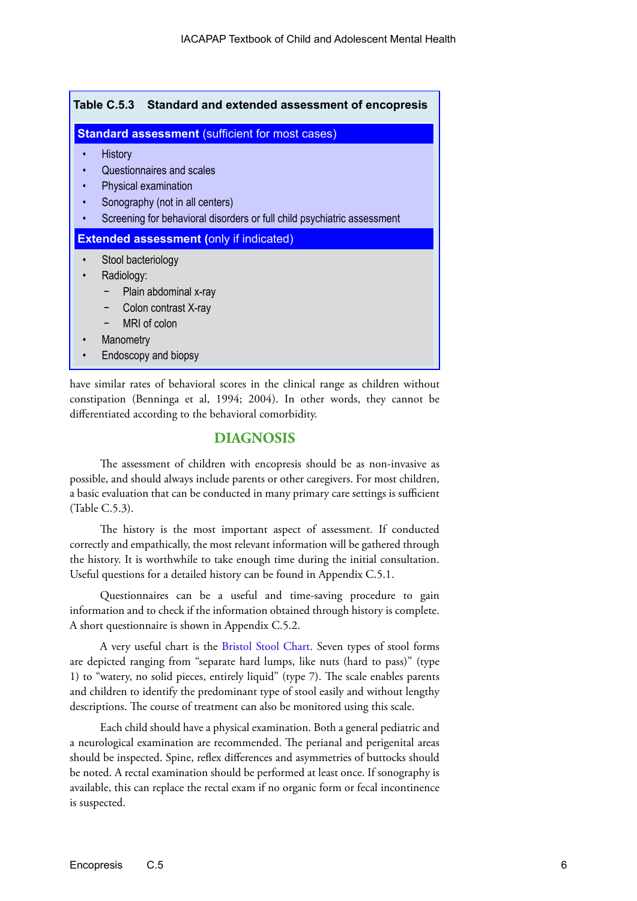**Table C.5.3 Standard and extended assessment of encopresis**

**Standard assessment** (sufficient for most cases)

- History
- Questionnaires and scales
- Physical examination
- Sonography (not in all centers)
- Screening for behavioral disorders or full child psychiatric assessment

**Extended assessment (**only if indicated)

- Stool bacteriology
- Radiology:
  - Plain abdominal x-ray
  - Colon contrast X-ray
  - MRI of colon
- Manometry
- Endoscopy and biopsy

have similar rates of behavioral scores in the clinical range as children without constipation (Benninga et al, 1994; 2004). In other words, they cannot be differentiated according to the behavioral comorbidity.

## DIAGNOSIS

The assessment of children with encopresis should be as non-invasive as possible, and should always include parents or other caregivers. For most children, a basic evaluation that can be conducted in many primary care settings is sufficient (Table C.5.3).

The history is the most important aspect of assessment. If conducted correctly and empathically, the most relevant information will be gathered through the history. It is worthwhile to take enough time during the initial consultation. Useful questions for a detailed history can be found in Appendix C.5.1.

Questionnaires can be a useful and time-saving procedure to gain information and to check if the information obtained through history is complete. A short questionnaire is shown in Appendix C.5.2.

A very useful chart is the Bristol Stool Chart. Seven types of stool forms are depicted ranging from "separate hard lumps, like nuts (hard to pass)" (type 1) to "watery, no solid pieces, entirely liquid" (type 7). The scale enables parents and children to identify the predominant type of stool easily and without lengthy descriptions. The course of treatment can also be monitored using this scale.

Each child should have a physical examination. Both a general pediatric and a neurological examination are recommended. The perianal and perigenital areas should be inspected. Spine, reflex differences and asymmetries of buttocks should be noted. A rectal examination should be performed at least once. If sonography is available, this can replace the rectal exam if no organic form or fecal incontinence is suspected.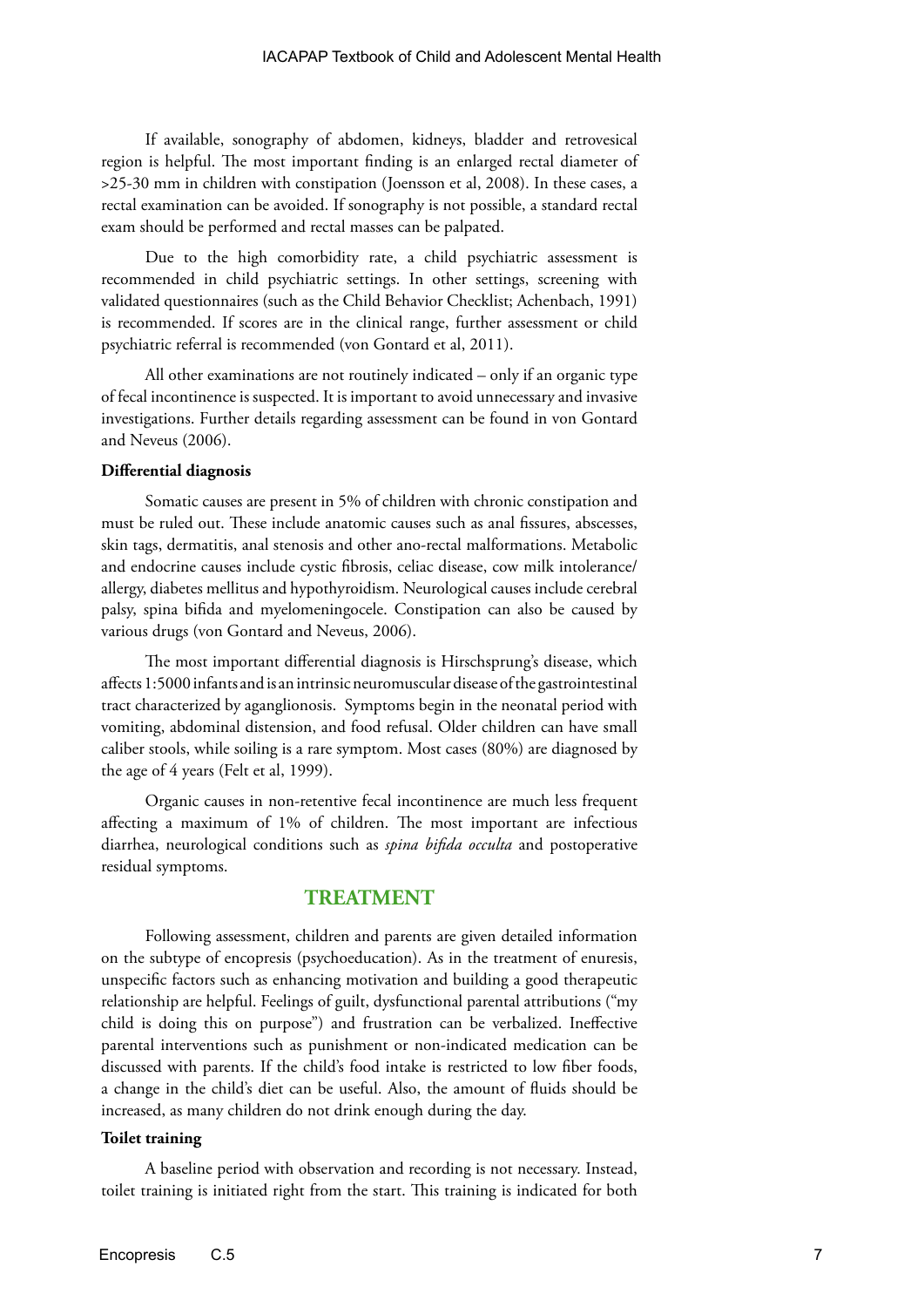If available, sonography of abdomen, kidneys, bladder and retrovesical region is helpful. The most important finding is an enlarged rectal diameter of >25-30 mm in children with constipation (Joensson et al, 2008). In these cases, a rectal examination can be avoided. If sonography is not possible, a standard rectal exam should be performed and rectal masses can be palpated.

Due to the high comorbidity rate, a child psychiatric assessment is recommended in child psychiatric settings. In other settings, screening with validated questionnaires (such as the Child Behavior Checklist; Achenbach, 1991) is recommended. If scores are in the clinical range, further assessment or child psychiatric referral is recommended (von Gontard et al, 2011).

All other examinations are not routinely indicated – only if an organic type of fecal incontinence is suspected. It is important to avoid unnecessary and invasive investigations. Further details regarding assessment can be found in von Gontard and Neveus (2006).

**Differential diagnosis**

Somatic causes are present in 5% of children with chronic constipation and must be ruled out. These include anatomic causes such as anal fissures, abscesses, skin tags, dermatitis, anal stenosis and other ano-rectal malformations. Metabolic and endocrine causes include cystic fibrosis, celiac disease, cow milk intolerance/ allergy, diabetes mellitus and hypothyroidism. Neurological causes include cerebral palsy, spina bifida and myelomeningocele. Constipation can also be caused by various drugs (von Gontard and Neveus, 2006).

The most important differential diagnosis is Hirschsprung's disease, which affects 1:5000 infants and is an intrinsic neuromuscular disease of the gastrointestinal tract characterized by aganglionosis. Symptoms begin in the neonatal period with vomiting, abdominal distension, and food refusal. Older children can have small caliber stools, while soiling is a rare symptom. Most cases (80%) are diagnosed by the age of 4 years (Felt et al, 1999).

Organic causes in non-retentive fecal incontinence are much less frequent affecting a maximum of 1% of children. The most important are infectious diarrhea, neurological conditions such as *spina bifida occulta* and postoperative residual symptoms.

## TREATMENT

Following assessment, children and parents are given detailed information on the subtype of encopresis (psychoeducation). As in the treatment of enuresis, unspecific factors such as enhancing motivation and building a good therapeutic relationship are helpful. Feelings of guilt, dysfunctional parental attributions ("my child is doing this on purpose") and frustration can be verbalized. Ineffective parental interventions such as punishment or non-indicated medication can be discussed with parents. If the child's food intake is restricted to low fiber foods, a change in the child's diet can be useful. Also, the amount of fluids should be increased, as many children do not drink enough during the day.

**Toilet training**

A baseline period with observation and recording is not necessary. Instead, toilet training is initiated right from the start. This training is indicated for both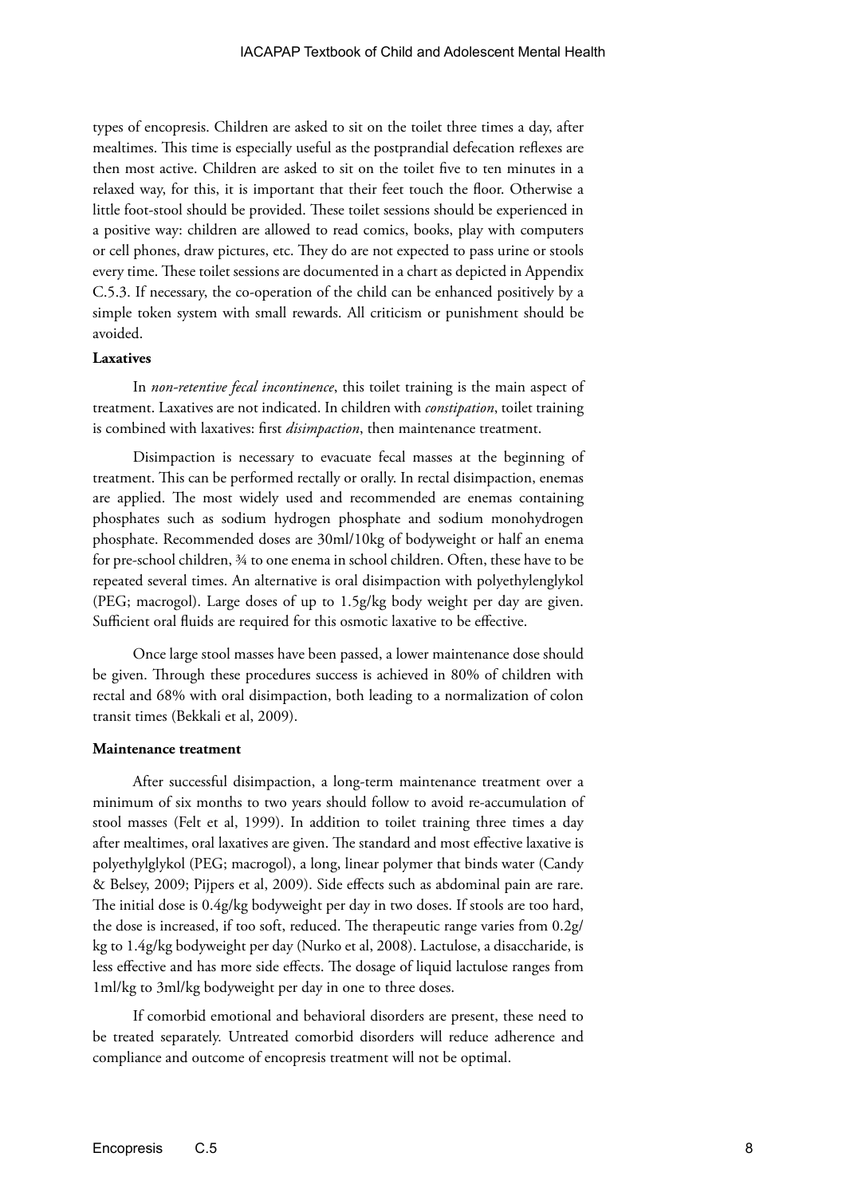types of encopresis. Children are asked to sit on the toilet three times a day, after mealtimes. This time is especially useful as the postprandial defecation reflexes are then most active. Children are asked to sit on the toilet five to ten minutes in a relaxed way, for this, it is important that their feet touch the floor. Otherwise a little foot-stool should be provided. These toilet sessions should be experienced in a positive way: children are allowed to read comics, books, play with computers or cell phones, draw pictures, etc. They do are not expected to pass urine or stools every time. These toilet sessions are documented in a chart as depicted in Appendix C.5.3. If necessary, the co-operation of the child can be enhanced positively by a simple token system with small rewards. All criticism or punishment should be avoided.

**Laxatives**

In *non-retentive fecal incontinence*, this toilet training is the main aspect of treatment. Laxatives are not indicated. In children with *constipation*, toilet training is combined with laxatives: first *disimpaction*, then maintenance treatment.

Disimpaction is necessary to evacuate fecal masses at the beginning of treatment. This can be performed rectally or orally. In rectal disimpaction, enemas are applied. The most widely used and recommended are enemas containing phosphates such as sodium hydrogen phosphate and sodium monohydrogen phosphate. Recommended doses are 30ml/10kg of bodyweight or half an enema for pre-school children, ¾ to one enema in school children. Often, these have to be repeated several times. An alternative is oral disimpaction with polyethylenglykol (PEG; macrogol). Large doses of up to 1.5g/kg body weight per day are given. Sufficient oral fluids are required for this osmotic laxative to be effective.

Once large stool masses have been passed, a lower maintenance dose should be given. Through these procedures success is achieved in 80% of children with rectal and 68% with oral disimpaction, both leading to a normalization of colon transit times (Bekkali et al, 2009).

**Maintenance treatment**

After successful disimpaction, a long-term maintenance treatment over a minimum of six months to two years should follow to avoid re-accumulation of stool masses (Felt et al, 1999). In addition to toilet training three times a day after mealtimes, oral laxatives are given. The standard and most effective laxative is polyethylglykol (PEG; macrogol), a long, linear polymer that binds water (Candy & Belsey, 2009; Pijpers et al, 2009). Side effects such as abdominal pain are rare. The initial dose is 0.4g/kg bodyweight per day in two doses. If stools are too hard, the dose is increased, if too soft, reduced. The therapeutic range varies from 0.2g/kg to 1.4g/kg bodyweight per day (Nurko et al, 2008). Lactulose, a disaccharide, is less effective and has more side effects. The dosage of liquid lactulose ranges from 1ml/kg to 3ml/kg bodyweight per day in one to three doses.

If comorbid emotional and behavioral disorders are present, these need to be treated separately. Untreated comorbid disorders will reduce adherence and compliance and outcome of encopresis treatment will not be optimal.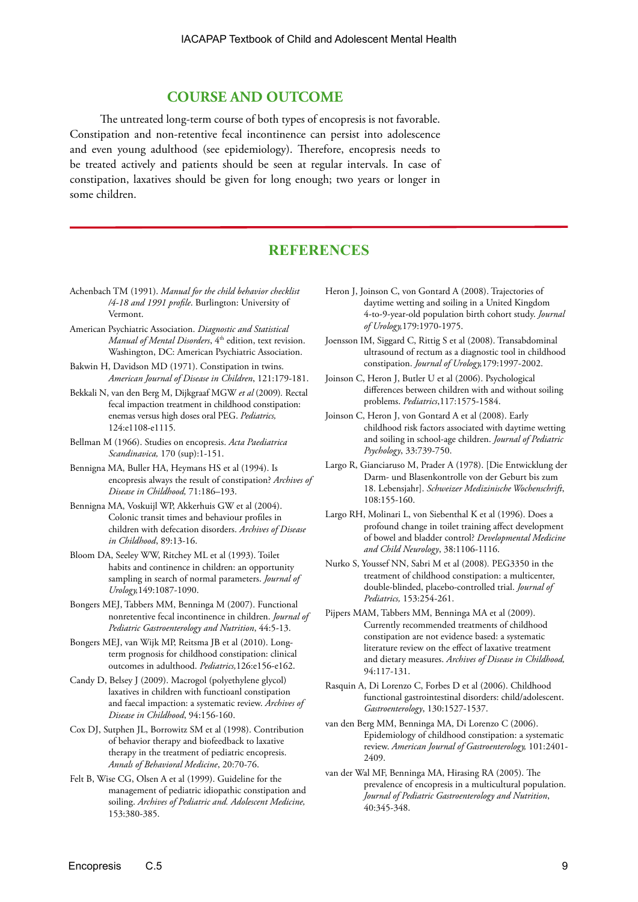## COURSE AND OUTCOME

The untreated long-term course of both types of encopresis is not favorable. Constipation and non-retentive fecal incontinence can persist into adolescence and even young adulthood (see epidemiology). Therefore, encopresis needs to be treated actively and patients should be seen at regular intervals. In case of constipation, laxatives should be given for long enough; two years or longer in some children.

## REFERENCES

Achenbach TM (1991). *Manual for the child behavior checklist /4-18 and 1991 profile*. Burlington: University of Vermont.

American Psychiatric Association. *Diagnostic and Statistical Manual of Mental Disorders*, 4th edition, text revision. Washington, DC: American Psychiatric Association.

Bakwin H, Davidson MD (1971). Constipation in twins. *American Journal of Disease in Children*, 121:179-181.

Bekkali N, van den Berg M, Dijkgraaf MGW *et al* (2009). Rectal fecal impaction treatment in childhood constipation: enemas versus high doses oral PEG. *Pediatrics,* 124:e1108-e1115.

Bellman M (1966). Studies on encopresis. *Acta Paediatrica Scandinavica,* 170 (sup):1-151.

Bennigna MA, Buller HA, Heymans HS et al (1994). Is encopresis always the result of constipation? *Archives of Disease in Childhood,* 71:186–193.

Bennigna MA, Voskuijl WP, Akkerhuis GW et al (2004). Colonic transit times and behaviour profiles in children with defecation disorders. *Archives of Disease in Childhood*, 89:13-16.

Bloom DA, Seeley WW, Ritchey ML et al (1993). Toilet habits and continence in children: an opportunity sampling in search of normal parameters. *Journal of Urology,*149:1087-1090.

Bongers MEJ, Tabbers MM, Benninga M (2007). Functional nonretentive fecal incontinence in children. *Journal of Pediatric Gastroenterology and Nutrition*, 44:5-13.

Bongers MEJ, van Wijk MP, Reitsma JB et al (2010). Long-term prognosis for childhood constipation: clinical outcomes in adulthood. *Pediatrics,*126:e156-e162.

Candy D, Belsey J (2009). Macrogol (polyethylene glycol) laxatives in children with functioanl constipation and faecal impaction: a systematic review. *Archives of Disease in Childhood*, 94:156-160.

Cox DJ, Sutphen JL, Borrowitz SM et al (1998). Contribution of behavior therapy and biofeedback to laxative therapy in the treatment of pediatric encopresis. *Annals of Behavioral Medicine*, 20:70-76.

Felt B, Wise CG, Olsen A et al (1999). Guideline for the management of pediatric idiopathic constipation and soiling. *Archives of Pediatric and. Adolescent Medicine,* 153:380-385.

Heron J, Joinson C, von Gontard A (2008). Trajectories of daytime wetting and soiling in a United Kingdom 4-to-9-year-old population birth cohort study. *Journal of Urology,*179:1970-1975.

Joensson IM, Siggard C, Rittig S et al (2008). Transabdominal ultrasound of rectum as a diagnostic tool in childhood constipation. *Journal of Urology,*179:1997-2002.

Joinson C, Heron J, Butler U et al (2006). Psychological differences between children with and without soiling problems. *Pediatrics*,117:1575-1584.

Joinson C, Heron J, von Gontard A et al (2008). Early childhood risk factors associated with daytime wetting and soiling in school-age children. *Journal of Pediatric Psychology*, 33:739-750.

Largo R, Gianciaruso M, Prader A (1978). [Die Entwicklung der Darm- und Blasenkontrolle von der Geburt bis zum 18. Lebensjahr]. *Schweizer Medizinische Wochenschrift*, 108:155-160.

Largo RH, Molinari L, von Siebenthal K et al (1996). Does a profound change in toilet training affect development of bowel and bladder control? *Developmental Medicine and Child Neurology*, 38:1106-1116.

Nurko S, Youssef NN, Sabri M et al (2008)*.* PEG3350 in the treatment of childhood constipation: a multicenter, double-blinded, placebo-controlled trial. *Journal of Pediatrics,* 153:254-261.

Pijpers MAM, Tabbers MM, Benninga MA et al (2009). Currently recommended treatments of childhood constipation are not evidence based: a systematic literature review on the effect of laxative treatment and dietary measures. *Archives of Disease in Childhood,* 94:117-131.

Rasquin A, Di Lorenzo C, Forbes D et al (2006). Childhood functional gastrointestinal disorders: child/adolescent. *Gastroenterology*, 130:1527-1537.

van den Berg MM, Benninga MA, Di Lorenzo C (2006). Epidemiology of childhood constipation: a systematic review. *American Journal of Gastroenterology,* 101:2401-2409.

van der Wal MF, Benninga MA, Hirasing RA (2005). The prevalence of encopresis in a multicultural population. *Journal of Pediatric Gastroenterology and Nutrition*, 40:345-348.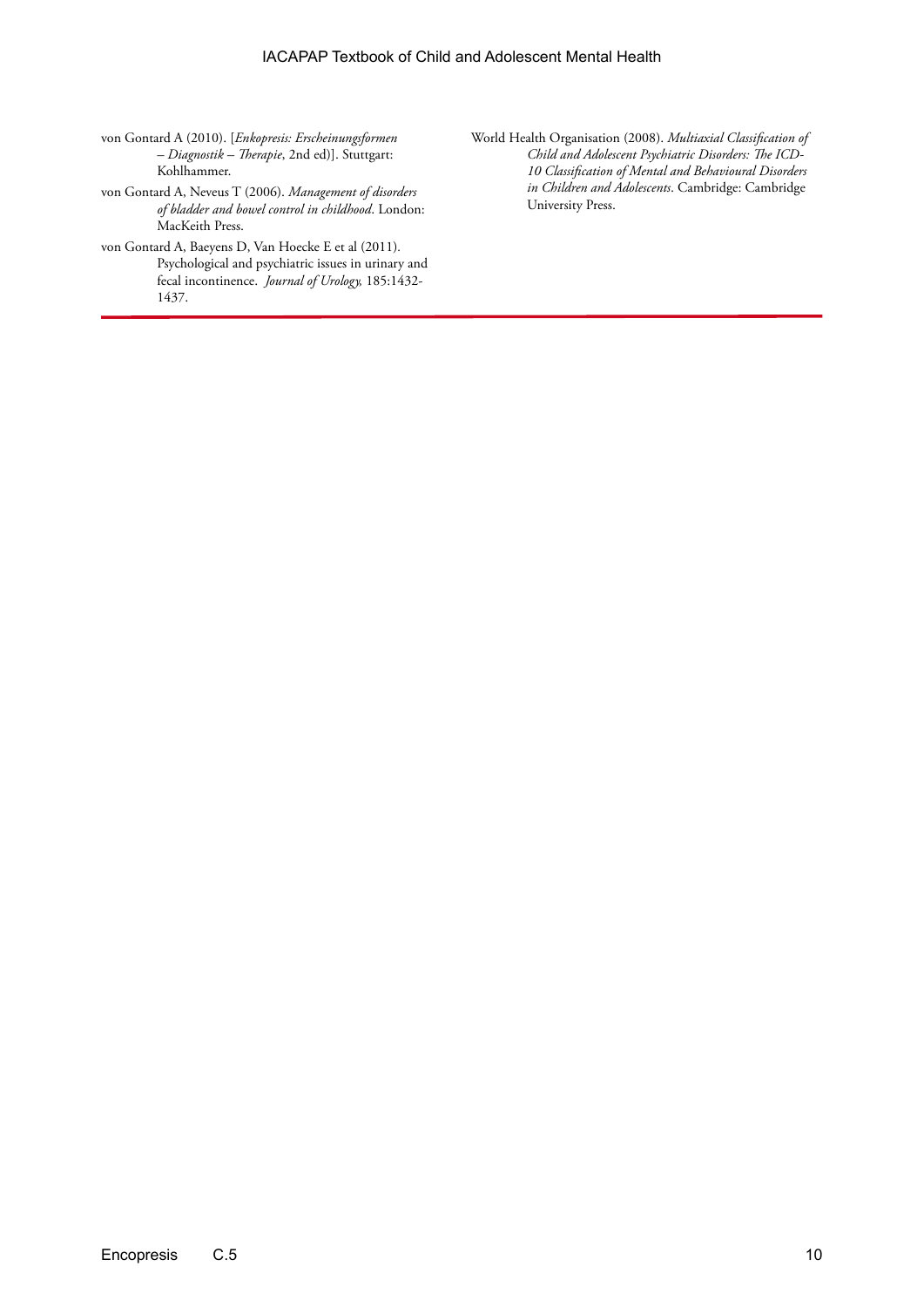von Gontard A (2010). [*Enkopresis: Erscheinungsformen – Diagnostik – Therapie*, 2nd ed)]. Stuttgart: Kohlhammer.

von Gontard A, Neveus T (2006). *Management of disorders of bladder and bowel control in childhood*. London: MacKeith Press.

von Gontard A, Baeyens D, Van Hoecke E et al (2011). Psychological and psychiatric issues in urinary and fecal incontinence. *Journal of Urology,* 185:1432-1437.

World Health Organisation (2008). *Multiaxial Classification of Child and Adolescent Psychiatric Disorders: The ICD-10 Classification of Mental and Behavioural Disorders in Children and Adolescents*. Cambridge: Cambridge University Press.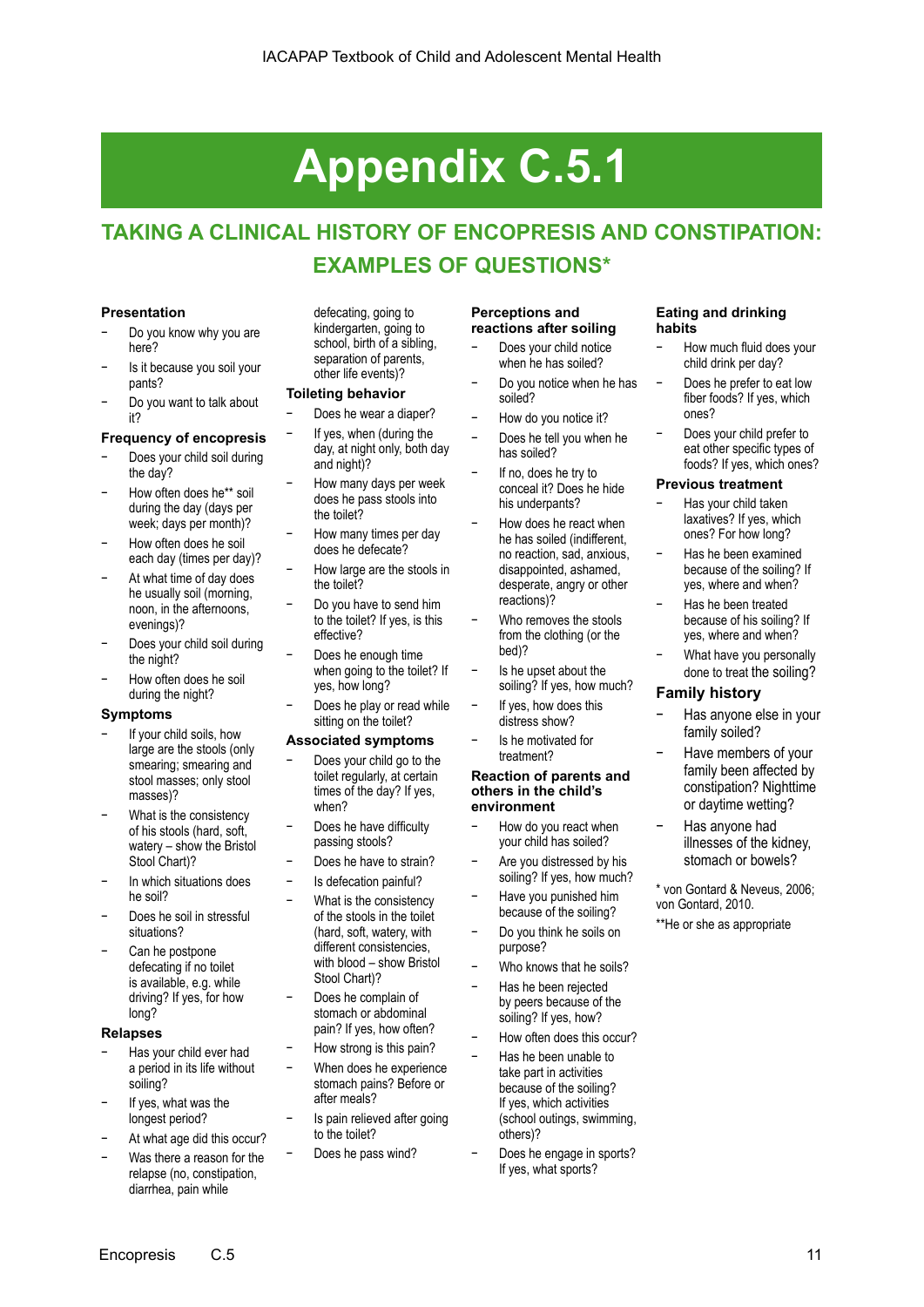# Appendix C.5.1

## TAKING A CLINICAL HISTORY OF ENCOPRESIS AND CONSTIPATION: EXAMPLES OF QUESTIONS*

### Presentation

- Do you know why you are here?
- Is it because you soil your pants?
- Do you want to talk about it?

### Frequency of encopresis

- Does your child soil during the day?
- How often does he** soil during the day (days per week; days per month)?
- How often does he soil each day (times per day)?
- At what time of day does he usually soil (morning, noon, in the afternoons, evenings)?
- Does your child soil during the night?
- How often does he soil during the night?

### Symptoms

- If your child soils, how large are the stools (only smearing; smearing and stool masses; only stool masses)?
- What is the consistency of his stools (hard, soft, watery – show the Bristol Stool Chart)?
- In which situations does he soil?
- Does he soil in stressful situations?
- Can he postpone defecating if no toilet is available, e.g. while driving? If yes, for how long?

### Relapses

- Has your child ever had a period in its life without soiling?
- If yes, what was the longest period?
- At what age did this occur?
- Was there a reason for the relapse (no, constipation, diarrhea, pain while defecating, going to kindergarten, going to school, birth of a sibling, separation of parents, other life events)?

### Toileting behavior

- Does he wear a diaper?
- If yes, when (during the day, at night only, both day and night)?
- How many days per week does he pass stools into the toilet?
- How many times per day does he defecate?
- How large are the stools in the toilet?
- Do you have to send him to the toilet? If yes, is this effective?
- Does he enough time when going to the toilet? If yes, how long?
- Does he play or read while sitting on the toilet?

### Associated symptoms

- Does your child go to the toilet regularly, at certain times of the day? If yes, when?
- Does he have difficulty passing stools?
- Does he have to strain?
- Is defecation painful?
- What is the consistency of the stools in the toilet (hard, soft, watery, with different consistencies, with blood – show Bristol Stool Chart)?
- Does he complain of stomach or abdominal pain? If yes, how often?
- How strong is this pain?
- When does he experience stomach pains? Before or after meals?
- Is pain relieved after going to the toilet?
- Does he pass wind?

### Perceptions and reactions after soiling

- Does your child notice when he has soiled?
- Do you notice when he has soiled?
- How do you notice it?
- Does he tell you when he has soiled?
- If no, does he try to conceal it? Does he hide his underpants?
- How does he react when he has soiled (indifferent, no reaction, sad, anxious, disappointed, ashamed, desperate, angry or other reactions)?
- Who removes the stools from the clothing (or the bed)?
- Is he upset about the soiling? If yes, how much?
- If yes, how does this distress show?
- Is he motivated for treatment?

### Reaction of parents and others in the child's environment

- How do you react when your child has soiled?
- Are you distressed by his soiling? If yes, how much?
- Have you punished him because of the soiling?
- Do you think he soils on purpose?
- Who knows that he soils?
- Has he been rejected by peers because of the soiling? If yes, how?
- How often does this occur?
- Has he been unable to take part in activities because of the soiling? If yes, which activities (school outings, swimming, others)?
- Does he engage in sports? If yes, what sports?

### Eating and drinking habits

- How much fluid does your child drink per day?
- Does he prefer to eat low fiber foods? If yes, which ones?
- Does your child prefer to eat other specific types of foods? If yes, which ones?

### Previous treatment

- Has your child taken laxatives? If yes, which ones? For how long?
- Has he been examined because of the soiling? If yes, where and when?
- Has he been treated because of his soiling? If yes, where and when?
- What have you personally done to treat the soiling?

### Family history

- Has anyone else in your family soiled?
- Have members of your family been affected by constipation? Nighttime or daytime wetting?
- Has anyone had illnesses of the kidney, stomach or bowels?

* von Gontard & Neveus, 2006; von Gontard, 2010.

**He or she as appropriate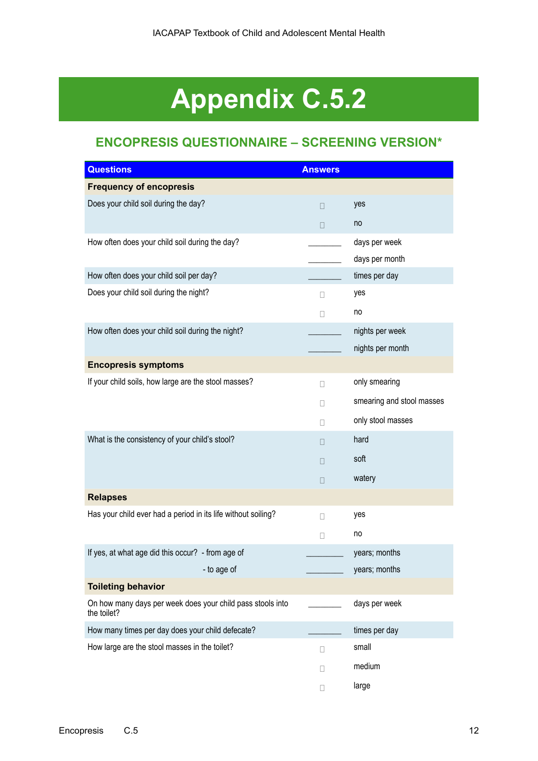# Appendix C.5.2

## ENCOPRESIS QUESTIONNAIRE – SCREENING VERSION*

| Questions | Answers | |
|---|---|---|
| **Frequency of encopresis** | | |
| Does your child soil during the day? | ☐ | yes |
| | ☐ | no |
| How often does your child soil during the day? | ________ | days per week |
| | ________ | days per month |
| How often does your child soil per day? | ________ | times per day |
| Does your child soil during the night? | ☐ | yes |
| | ☐ | no |
| How often does your child soil during the night? | ________ | nights per week |
| | ________ | nights per month |
| **Encopresis symptoms** | | |
| If your child soils, how large are the stool masses? | ☐ | only smearing |
| | ☐ | smearing and stool masses |
| | ☐ | only stool masses |
| What is the consistency of your child's stool? | ☐ | hard |
| | ☐ | soft |
| | ☐ | watery |
| **Relapses** | | |
| Has your child ever had a period in its life without soiling? | ☐ | yes |
| | ☐ | no |
| If yes, at what age did this occur? - from age of | ________ | years; months |
| - to age of | ________ | years; months |
| **Toileting behavior** | | |
| On how many days per week does your child pass stools into the toilet? | ________ | days per week |
| How many times per day does your child defecate? | ________ | times per day |
| How large are the stool masses in the toilet? | ☐ | small |
| | ☐ | medium |
| | ☐ | large |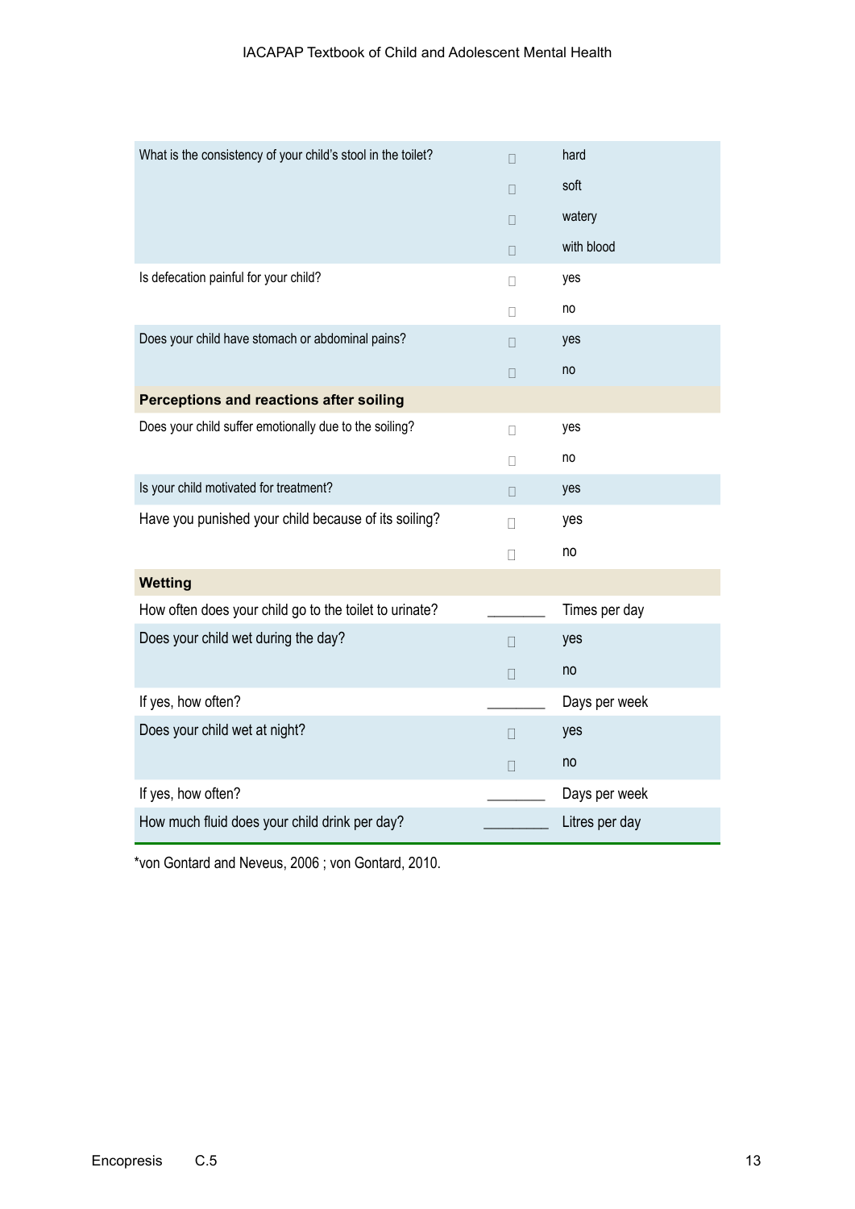| | | |
|---|---|---|
| What is the consistency of your child's stool in the toilet? | □ | hard |
| | □ | soft |
| | □ | watery |
| | □ | with blood |
| Is defecation painful for your child? | □ | yes |
| | □ | no |
| Does your child have stomach or abdominal pains? | □ | yes |
| | □ | no |
| **Perceptions and reactions after soiling** | | |
| Does your child suffer emotionally due to the soiling? | □ | yes |
| | □ | no |
| Is your child motivated for treatment? | □ | yes |
| Have you punished your child because of its soiling? | □ | yes |
| | □ | no |
| **Wetting** | | |
| How often does your child go to the toilet to urinate? | ________ | Times per day |
| Does your child wet during the day? | □ | yes |
| | □ | no |
| If yes, how often? | ________ | Days per week |
| Does your child wet at night? | □ | yes |
| | □ | no |
| If yes, how often? | ________ | Days per week |
| How much fluid does your child drink per day? | _________ | Litres per day |

*von Gontard and Neveus, 2006 ; von Gontard, 2010.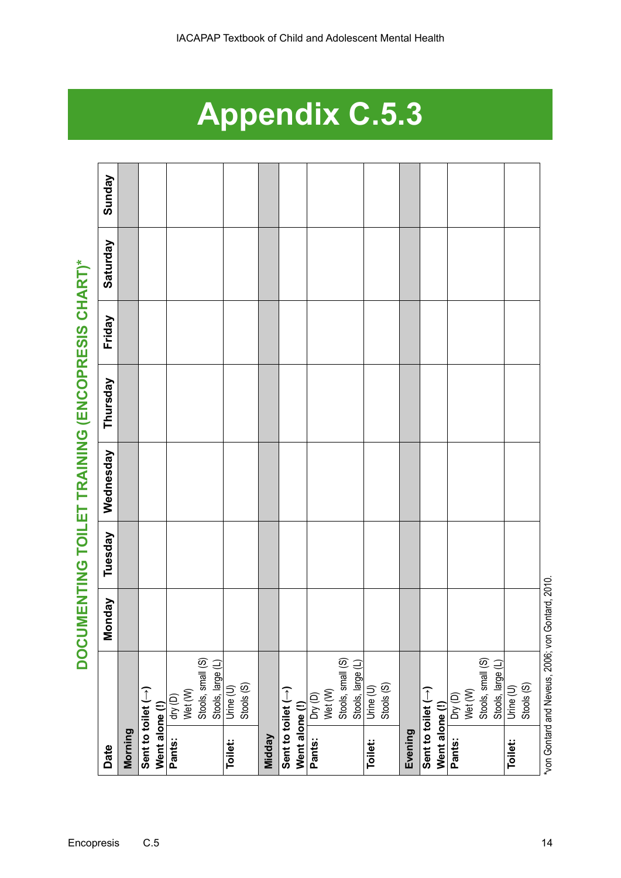# Appendix C.5.3

## DOCUMENTING TOILET TRAINING (ENCOPRESIS CHART)*

| Date | Monday | Tuesday | Wednesday | Thursday | Friday | Saturday | Sunday |
|---|---|---|---|---|---|---|---|
| **Morning** | | | | | | | |
| **Sent to toilet (→)** **Went alone (!)** | | | | | | | |
| **Pants:** dry (D) Wet (W) Stools, small (S) Stools, large (L) | | | | | | | |
| **Toilet:** Urine (U) Stools (S) | | | | | | | |
| **Midday** | | | | | | | |
| **Sent to toilet (→)** **Went alone (!)** | | | | | | | |
| **Pants:** Dry (D) Wet (W) Stools, small (S) Stools, large (L) | | | | | | | |
| **Toilet:** Urine (U) Stools (S) | | | | | | | |
| **Evening** | | | | | | | |
| **Sent to toilet (→)** **Went alone (!)** | | | | | | | |
| **Pants:** Dry (D) Wet (W) Stools, small (S) Stools, large (L) | | | | | | | |
| **Toilet:** Urine (U) Stools (S) | | | | | | | |

*von Gontard and Neveus, 2006; von Gontard, 2010.